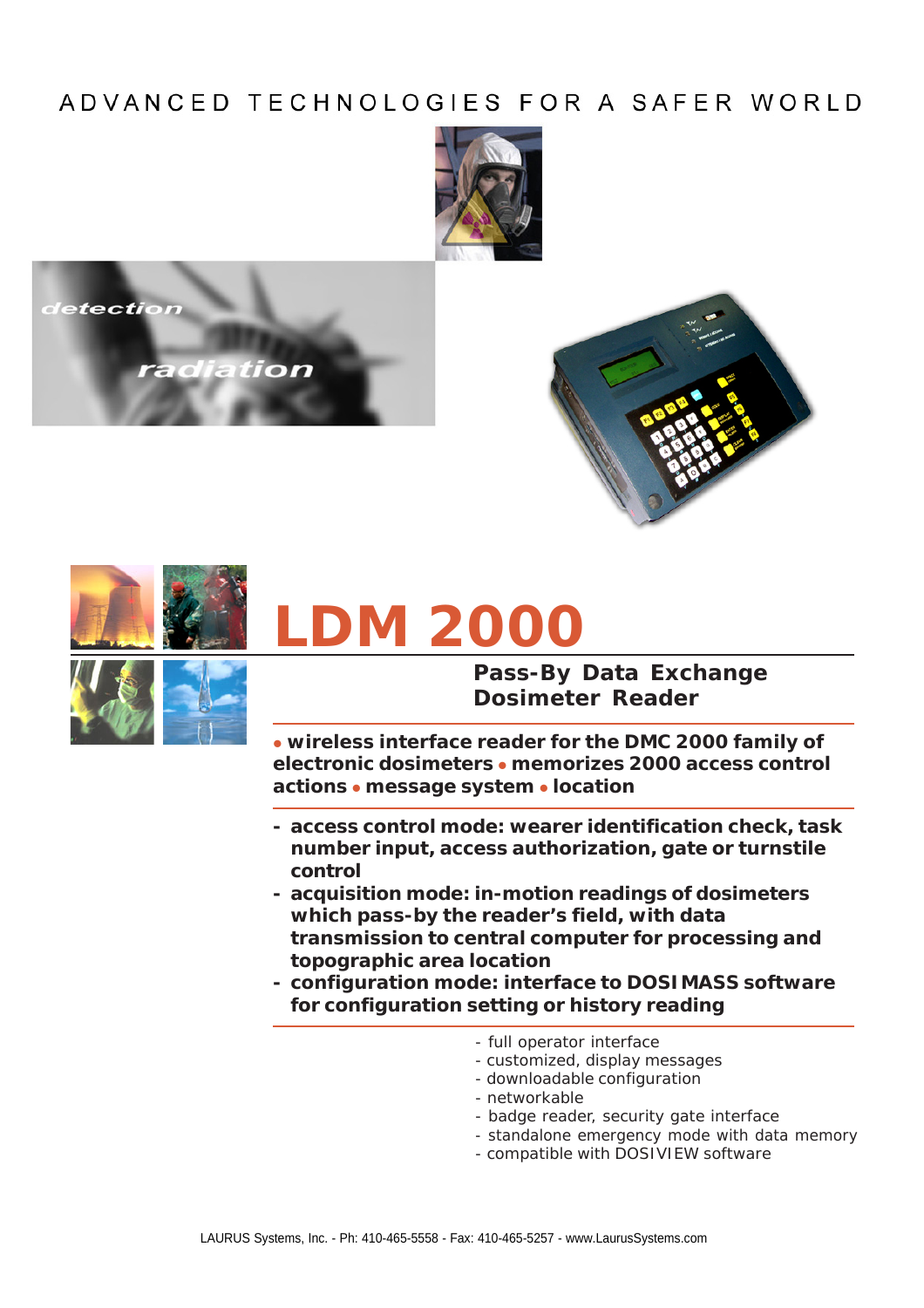ADVANCED TECHNOLOGIES FOR A SAFER WORLD

# LDM 2000

## Pass-By Data Exchange Dosimeter Reader

**• wireless interface reader for the DMC 2000 family of electronic dosimeters • memorizes 2000 access control actions • message system • location**

- **access control mode: wearer identification check, task number input, access authorization, gate or turnstile control**
- **acquisition mode: in-motion readings of dosimeters which pass-by the reader's field, with data transmission to central computer for processing and topographic area location**
- **configuration mode: interface to DOSI MASS software for configuration setting or history reading**

- full operator interface
- customized, display messages
- downloadable configuration
- networkable
- badge reader, security gate interface
- standalone emergency mode with data memory
- compatible with DOSIVIEW software

LAURUS Systems, Inc. - Ph: 410-465-5558 - Fax: 410-465-5257 - www.LaurusSystems.com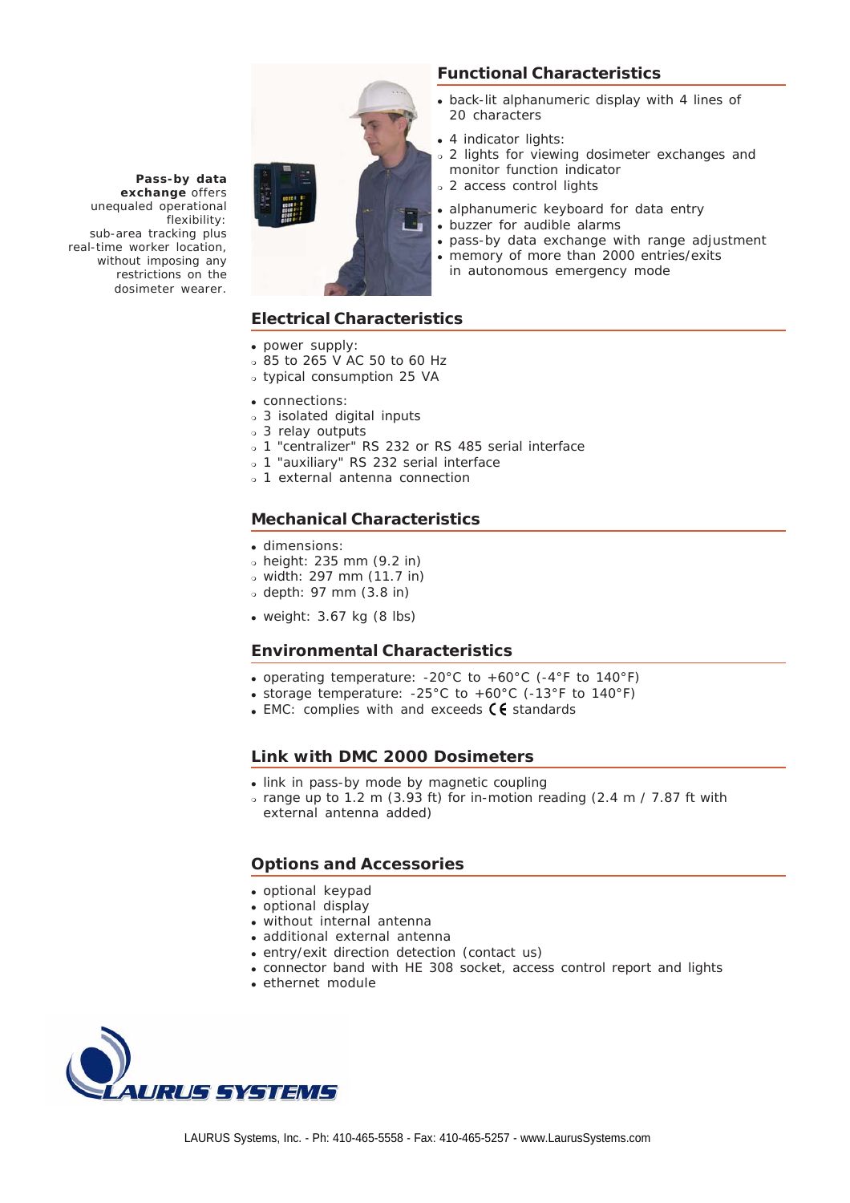**Pass-by data exchange** offers unequaled operational flexibility: sub-area tracking plus real-time worker location, without imposing any restrictions on the dosimeter wearer.

## Functional Characteristics

- back-lit alphanumeric display with 4 lines of 20 characters
- 4 indicator lights:
  - 2 lights for viewing dosimeter exchanges and monitor function indicator
  - 2 access control lights
- alphanumeric keyboard for data entry
- buzzer for audible alarms
- pass-by data exchange with range adjustment
- memory of more than 2000 entries/exits in autonomous emergency mode

## Electrical Characteristics

- power supply:
  - 85 to 265 V AC 50 to 60 Hz
  - typical consumption 25 VA
- connections:
  - 3 isolated digital inputs
  - 3 relay outputs
  - 1 "centralizer" RS 232 or RS 485 serial interface
  - 1 "auxiliary" RS 232 serial interface
  - 1 external antenna connection

## Mechanical Characteristics

- dimensions:
  - height: 235 mm (9.2 in)
  - width: 297 mm (11.7 in)
  - depth: 97 mm (3.8 in)
- weight: 3.67 kg (8 lbs)

## Environmental Characteristics

- operating temperature: -20°C to +60°C (-4°F to 140°F)
- storage temperature: -25°C to +60°C (-13°F to 140°F)
- EMC: complies with and exceeds CE standards

## Link with DMC 2000 Dosimeters

- link in pass-by mode by magnetic coupling
  - range up to 1.2 m (3.93 ft) for in-motion reading (2.4 m / 7.87 ft with external antenna added)

## Options and Accessories

- optional keypad
- optional display
- without internal antenna
- additional external antenna
- entry/exit direction detection (contact us)
- connector band with HE 308 socket, access control report and lights
- ethernet module

LAURUS SYSTEMS

LAURUS Systems, Inc. - Ph: 410-465-5558 - Fax: 410-465-5257 - www.LaurusSystems.com